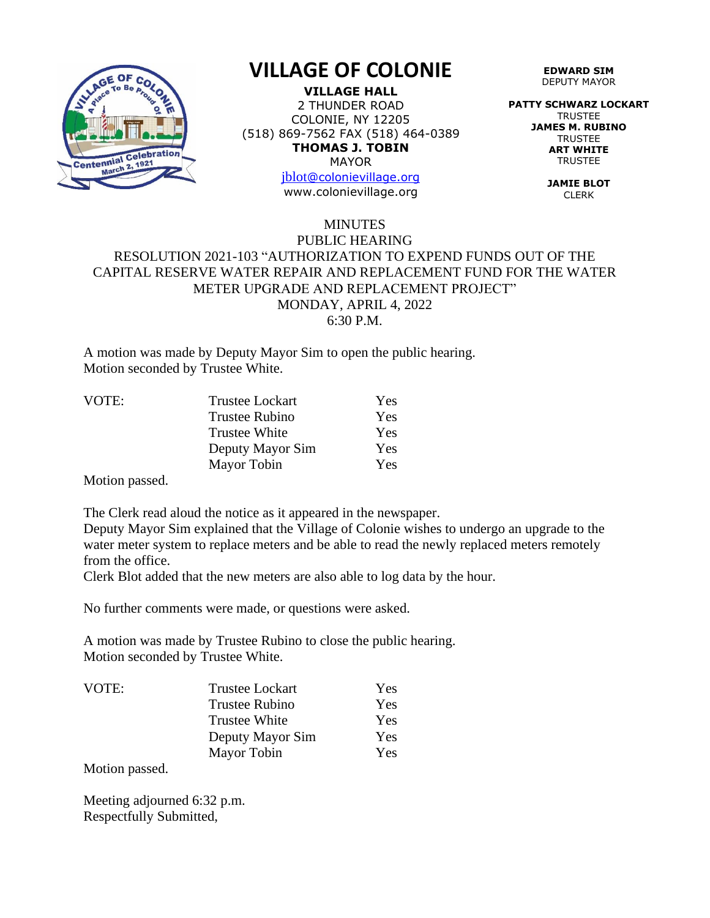# VILLAGE OF COLONIE

**VILLAGE HALL**
2 THUNDER ROAD
COLONIE, NY 12205
(518) 869-7562 FAX (518) 464-0389
**THOMAS J. TOBIN**
MAYOR
jblot@colonievillage.org
www.colonievillage.org

**EDWARD SIM**
DEPUTY MAYOR

**PATTY SCHWARZ LOCKART**
TRUSTEE
**JAMES M. RUBINO**
TRUSTEE
**ART WHITE**
TRUSTEE

**JAMIE BLOT**
CLERK

MINUTES
PUBLIC HEARING
RESOLUTION 2021-103 "AUTHORIZATION TO EXPEND FUNDS OUT OF THE CAPITAL RESERVE WATER REPAIR AND REPLACEMENT FUND FOR THE WATER METER UPGRADE AND REPLACEMENT PROJECT"
MONDAY, APRIL 4, 2022
6:30 P.M.

A motion was made by Deputy Mayor Sim to open the public hearing.
Motion seconded by Trustee White.

| VOTE: | Trustee Lockart | Yes |
|---|---|---|
| | Trustee Rubino | Yes |
| | Trustee White | Yes |
| | Deputy Mayor Sim | Yes |
| | Mayor Tobin | Yes |

Motion passed.

The Clerk read aloud the notice as it appeared in the newspaper.
Deputy Mayor Sim explained that the Village of Colonie wishes to undergo an upgrade to the water meter system to replace meters and be able to read the newly replaced meters remotely from the office.
Clerk Blot added that the new meters are also able to log data by the hour.

No further comments were made, or questions were asked.

A motion was made by Trustee Rubino to close the public hearing.
Motion seconded by Trustee White.

| VOTE: | Trustee Lockart | Yes |
|---|---|---|
| | Trustee Rubino | Yes |
| | Trustee White | Yes |
| | Deputy Mayor Sim | Yes |
| | Mayor Tobin | Yes |

Motion passed.

Meeting adjourned 6:32 p.m.
Respectfully Submitted,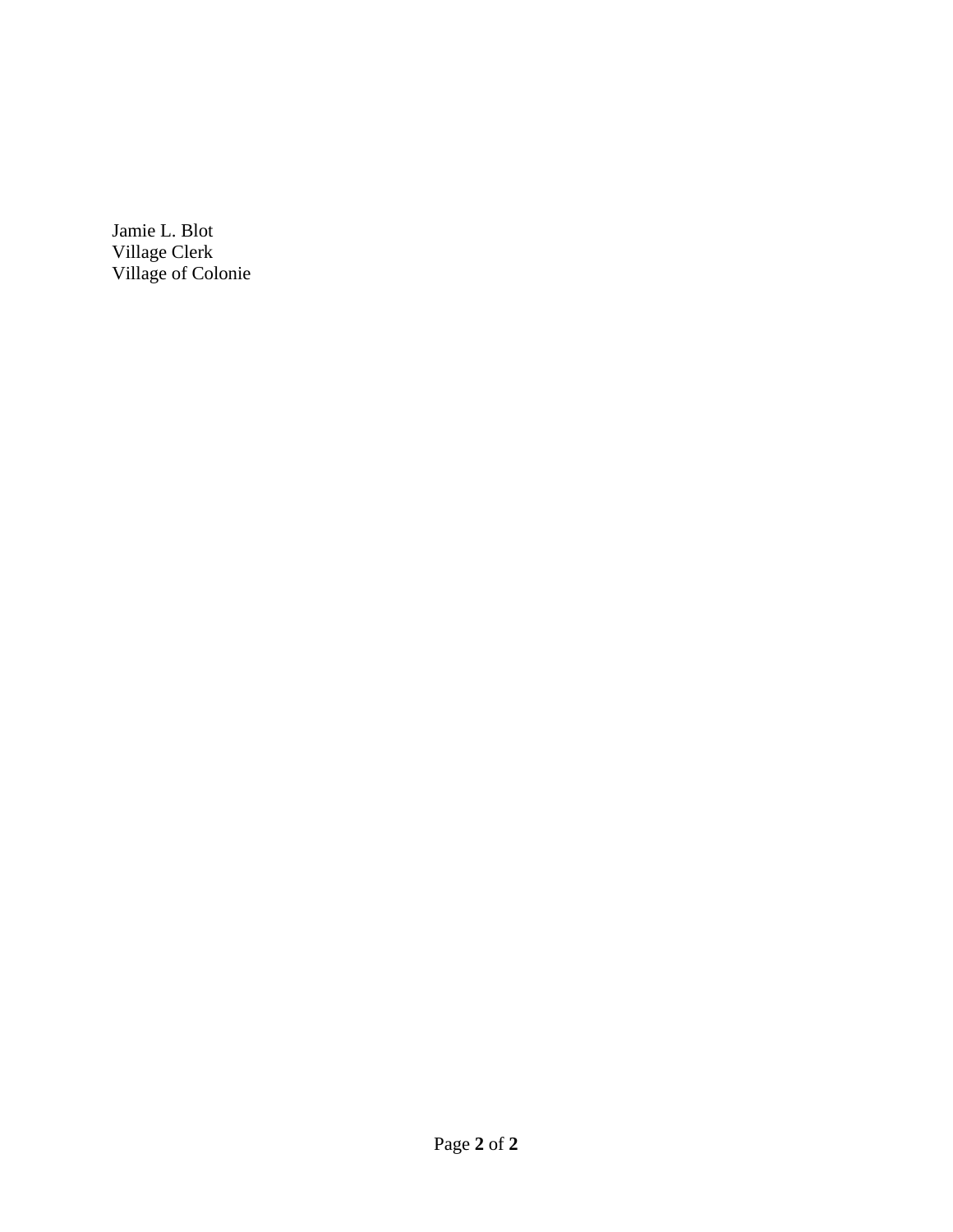Jamie L. Blot
Village Clerk
Village of Colonie